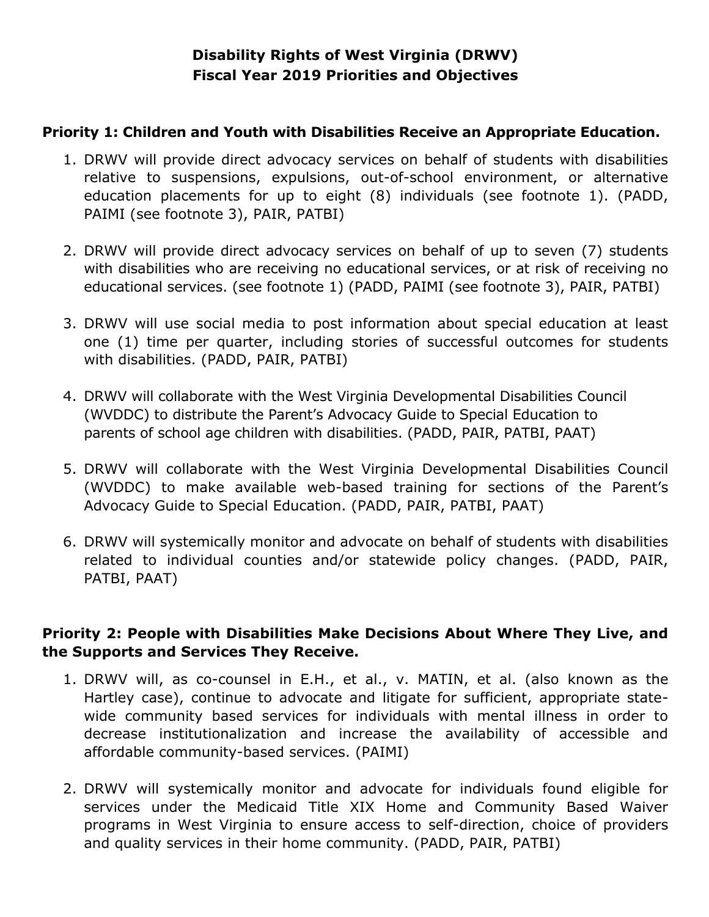# Disability Rights of West Virginia (DRWV)
# Fiscal Year 2019 Priorities and Objectives

## Priority 1: Children and Youth with Disabilities Receive an Appropriate Education.

1. DRWV will provide direct advocacy services on behalf of students with disabilities relative to suspensions, expulsions, out-of-school environment, or alternative education placements for up to eight (8) individuals (see footnote 1). (PADD, PAIMI (see footnote 3), PAIR, PATBI)

2. DRWV will provide direct advocacy services on behalf of up to seven (7) students with disabilities who are receiving no educational services, or at risk of receiving no educational services. (see footnote 1) (PADD, PAIMI (see footnote 3), PAIR, PATBI)

3. DRWV will use social media to post information about special education at least one (1) time per quarter, including stories of successful outcomes for students with disabilities. (PADD, PAIR, PATBI)

4. DRWV will collaborate with the West Virginia Developmental Disabilities Council (WVDDC) to distribute the Parent's Advocacy Guide to Special Education to parents of school age children with disabilities. (PADD, PAIR, PATBI, PAAT)

5. DRWV will collaborate with the West Virginia Developmental Disabilities Council (WVDDC) to make available web-based training for sections of the Parent's Advocacy Guide to Special Education. (PADD, PAIR, PATBI, PAAT)

6. DRWV will systemically monitor and advocate on behalf of students with disabilities related to individual counties and/or statewide policy changes. (PADD, PAIR, PATBI, PAAT)

## Priority 2: People with Disabilities Make Decisions About Where They Live, and the Supports and Services They Receive.

1. DRWV will, as co-counsel in E.H., et al., v. MATIN, et al. (also known as the Hartley case), continue to advocate and litigate for sufficient, appropriate state-wide community based services for individuals with mental illness in order to decrease institutionalization and increase the availability of accessible and affordable community-based services. (PAIMI)

2. DRWV will systemically monitor and advocate for individuals found eligible for services under the Medicaid Title XIX Home and Community Based Waiver programs in West Virginia to ensure access to self-direction, choice of providers and quality services in their home community. (PADD, PAIR, PATBI)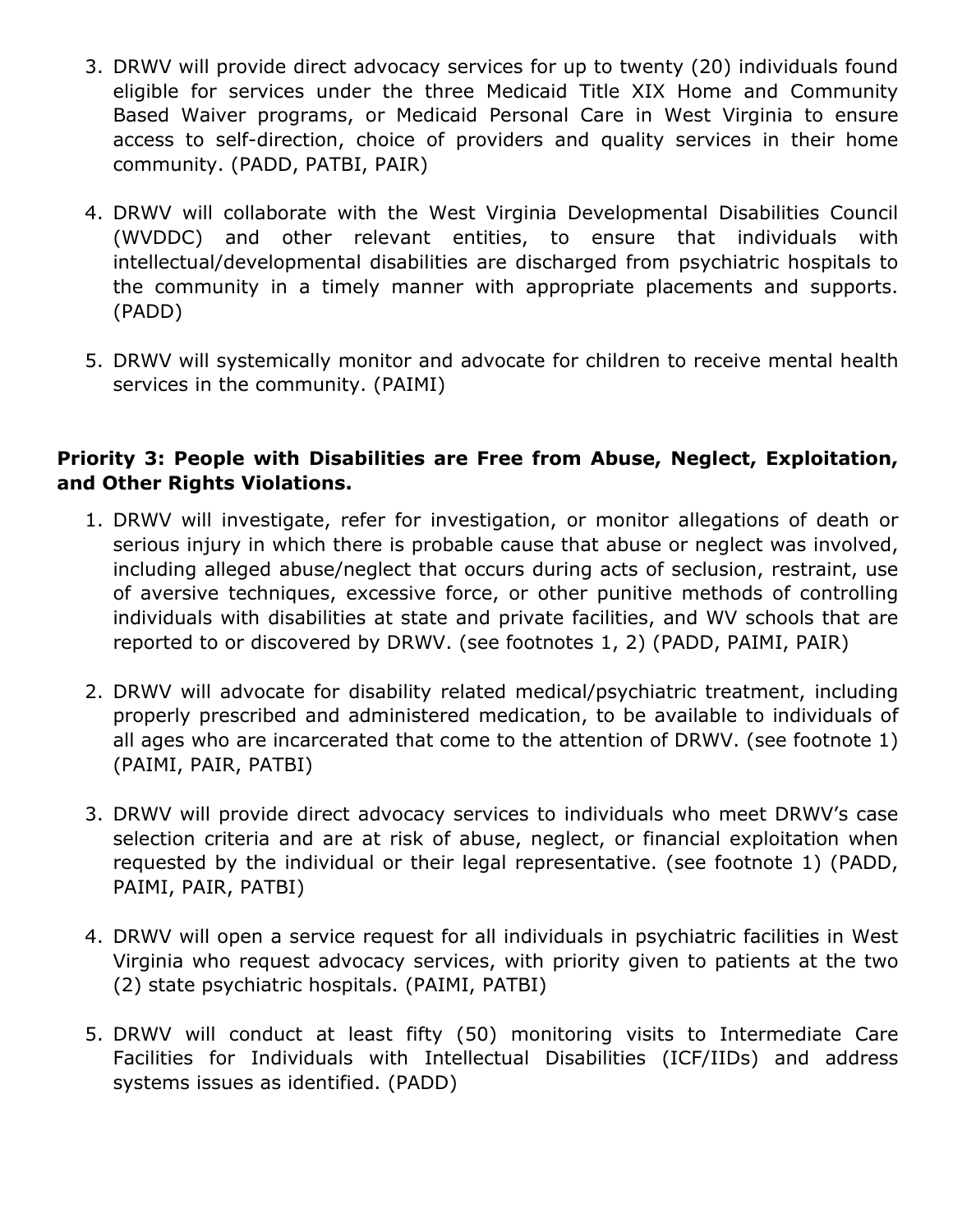3. DRWV will provide direct advocacy services for up to twenty (20) individuals found eligible for services under the three Medicaid Title XIX Home and Community Based Waiver programs, or Medicaid Personal Care in West Virginia to ensure access to self-direction, choice of providers and quality services in their home community. (PADD, PATBI, PAIR)

4. DRWV will collaborate with the West Virginia Developmental Disabilities Council (WVDDC) and other relevant entities, to ensure that individuals with intellectual/developmental disabilities are discharged from psychiatric hospitals to the community in a timely manner with appropriate placements and supports. (PADD)

5. DRWV will systemically monitor and advocate for children to receive mental health services in the community. (PAIMI)

**Priority 3: People with Disabilities are Free from Abuse, Neglect, Exploitation, and Other Rights Violations.**

1. DRWV will investigate, refer for investigation, or monitor allegations of death or serious injury in which there is probable cause that abuse or neglect was involved, including alleged abuse/neglect that occurs during acts of seclusion, restraint, use of aversive techniques, excessive force, or other punitive methods of controlling individuals with disabilities at state and private facilities, and WV schools that are reported to or discovered by DRWV. (see footnotes 1, 2) (PADD, PAIMI, PAIR)

2. DRWV will advocate for disability related medical/psychiatric treatment, including properly prescribed and administered medication, to be available to individuals of all ages who are incarcerated that come to the attention of DRWV. (see footnote 1) (PAIMI, PAIR, PATBI)

3. DRWV will provide direct advocacy services to individuals who meet DRWV's case selection criteria and are at risk of abuse, neglect, or financial exploitation when requested by the individual or their legal representative. (see footnote 1) (PADD, PAIMI, PAIR, PATBI)

4. DRWV will open a service request for all individuals in psychiatric facilities in West Virginia who request advocacy services, with priority given to patients at the two (2) state psychiatric hospitals. (PAIMI, PATBI)

5. DRWV will conduct at least fifty (50) monitoring visits to Intermediate Care Facilities for Individuals with Intellectual Disabilities (ICF/IIDs) and address systems issues as identified. (PADD)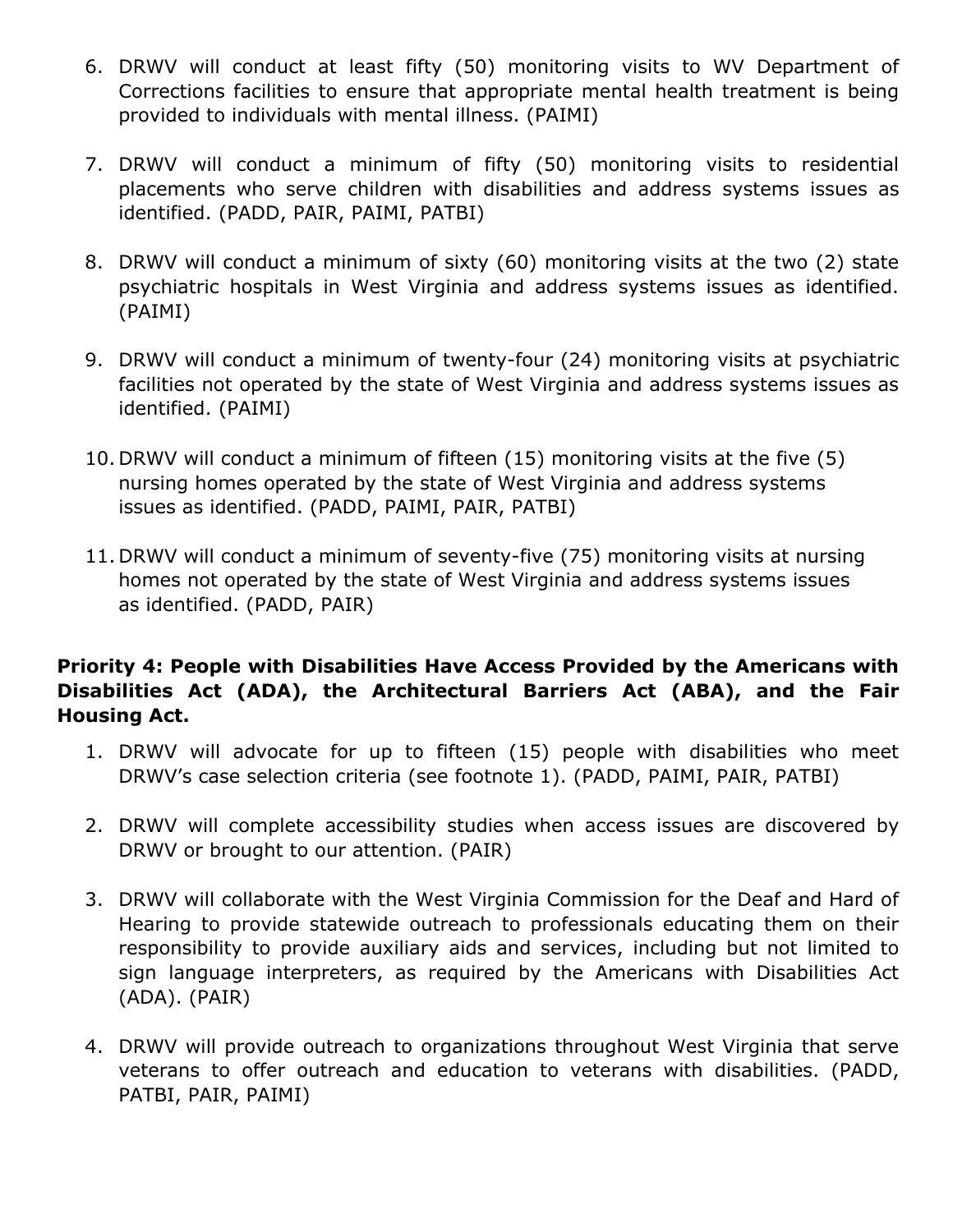6. DRWV will conduct at least fifty (50) monitoring visits to WV Department of Corrections facilities to ensure that appropriate mental health treatment is being provided to individuals with mental illness. (PAIMI)

7. DRWV will conduct a minimum of fifty (50) monitoring visits to residential placements who serve children with disabilities and address systems issues as identified. (PADD, PAIR, PAIMI, PATBI)

8. DRWV will conduct a minimum of sixty (60) monitoring visits at the two (2) state psychiatric hospitals in West Virginia and address systems issues as identified. (PAIMI)

9. DRWV will conduct a minimum of twenty-four (24) monitoring visits at psychiatric facilities not operated by the state of West Virginia and address systems issues as identified. (PAIMI)

10. DRWV will conduct a minimum of fifteen (15) monitoring visits at the five (5) nursing homes operated by the state of West Virginia and address systems issues as identified. (PADD, PAIMI, PAIR, PATBI)

11. DRWV will conduct a minimum of seventy-five (75) monitoring visits at nursing homes not operated by the state of West Virginia and address systems issues as identified. (PADD, PAIR)

**Priority 4: People with Disabilities Have Access Provided by the Americans with Disabilities Act (ADA), the Architectural Barriers Act (ABA), and the Fair Housing Act.**

1. DRWV will advocate for up to fifteen (15) people with disabilities who meet DRWV's case selection criteria (see footnote 1). (PADD, PAIMI, PAIR, PATBI)

2. DRWV will complete accessibility studies when access issues are discovered by DRWV or brought to our attention. (PAIR)

3. DRWV will collaborate with the West Virginia Commission for the Deaf and Hard of Hearing to provide statewide outreach to professionals educating them on their responsibility to provide auxiliary aids and services, including but not limited to sign language interpreters, as required by the Americans with Disabilities Act (ADA). (PAIR)

4. DRWV will provide outreach to organizations throughout West Virginia that serve veterans to offer outreach and education to veterans with disabilities. (PADD, PATBI, PAIR, PAIMI)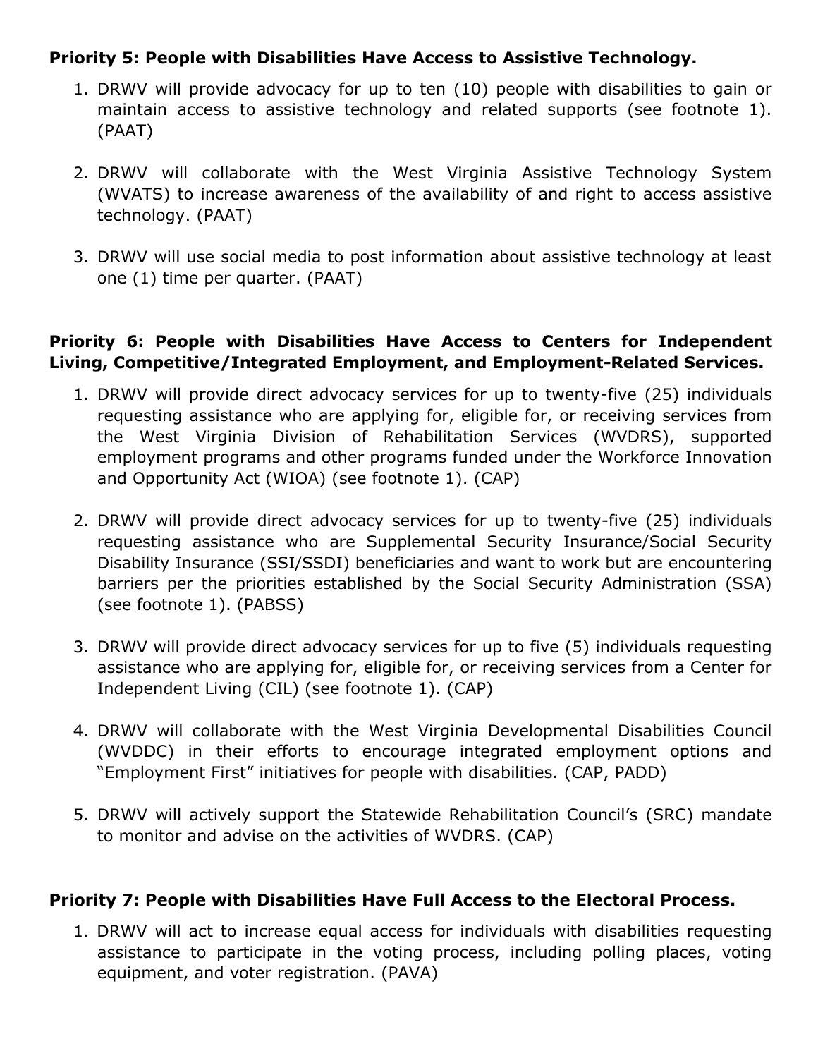**Priority 5: People with Disabilities Have Access to Assistive Technology.**

1. DRWV will provide advocacy for up to ten (10) people with disabilities to gain or maintain access to assistive technology and related supports (see footnote 1). (PAAT)

2. DRWV will collaborate with the West Virginia Assistive Technology System (WVATS) to increase awareness of the availability of and right to access assistive technology. (PAAT)

3. DRWV will use social media to post information about assistive technology at least one (1) time per quarter. (PAAT)

**Priority 6: People with Disabilities Have Access to Centers for Independent Living, Competitive/Integrated Employment, and Employment-Related Services.**

1. DRWV will provide direct advocacy services for up to twenty-five (25) individuals requesting assistance who are applying for, eligible for, or receiving services from the West Virginia Division of Rehabilitation Services (WVDRS), supported employment programs and other programs funded under the Workforce Innovation and Opportunity Act (WIOA) (see footnote 1). (CAP)

2. DRWV will provide direct advocacy services for up to twenty-five (25) individuals requesting assistance who are Supplemental Security Insurance/Social Security Disability Insurance (SSI/SSDI) beneficiaries and want to work but are encountering barriers per the priorities established by the Social Security Administration (SSA) (see footnote 1). (PABSS)

3. DRWV will provide direct advocacy services for up to five (5) individuals requesting assistance who are applying for, eligible for, or receiving services from a Center for Independent Living (CIL) (see footnote 1). (CAP)

4. DRWV will collaborate with the West Virginia Developmental Disabilities Council (WVDDC) in their efforts to encourage integrated employment options and "Employment First" initiatives for people with disabilities. (CAP, PADD)

5. DRWV will actively support the Statewide Rehabilitation Council's (SRC) mandate to monitor and advise on the activities of WVDRS. (CAP)

**Priority 7: People with Disabilities Have Full Access to the Electoral Process.**

1. DRWV will act to increase equal access for individuals with disabilities requesting assistance to participate in the voting process, including polling places, voting equipment, and voter registration. (PAVA)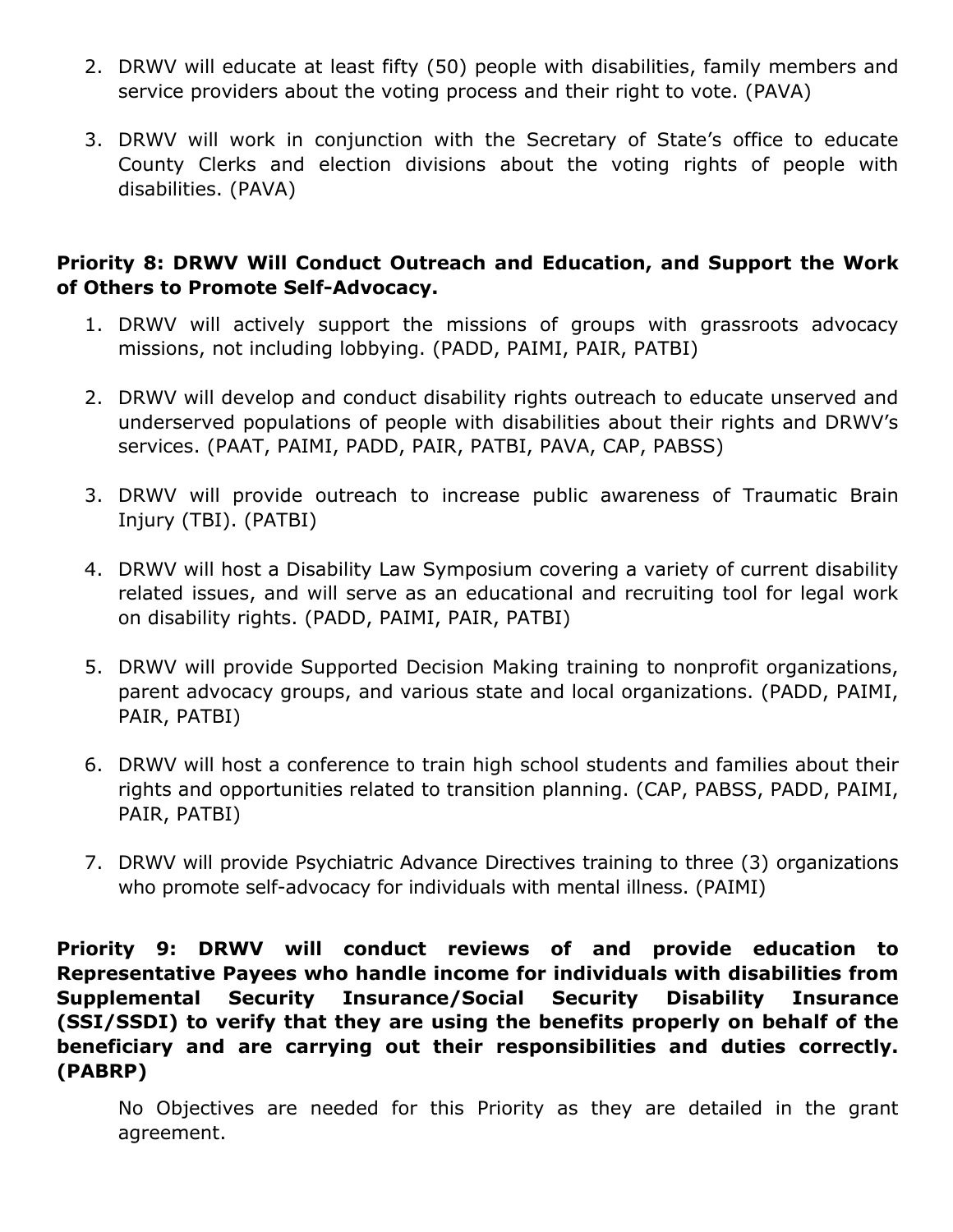2. DRWV will educate at least fifty (50) people with disabilities, family members and service providers about the voting process and their right to vote. (PAVA)

3. DRWV will work in conjunction with the Secretary of State's office to educate County Clerks and election divisions about the voting rights of people with disabilities. (PAVA)

**Priority 8: DRWV Will Conduct Outreach and Education, and Support the Work of Others to Promote Self-Advocacy.**

1. DRWV will actively support the missions of groups with grassroots advocacy missions, not including lobbying. (PADD, PAIMI, PAIR, PATBI)

2. DRWV will develop and conduct disability rights outreach to educate unserved and underserved populations of people with disabilities about their rights and DRWV's services. (PAAT, PAIMI, PADD, PAIR, PATBI, PAVA, CAP, PABSS)

3. DRWV will provide outreach to increase public awareness of Traumatic Brain Injury (TBI). (PATBI)

4. DRWV will host a Disability Law Symposium covering a variety of current disability related issues, and will serve as an educational and recruiting tool for legal work on disability rights. (PADD, PAIMI, PAIR, PATBI)

5. DRWV will provide Supported Decision Making training to nonprofit organizations, parent advocacy groups, and various state and local organizations. (PADD, PAIMI, PAIR, PATBI)

6. DRWV will host a conference to train high school students and families about their rights and opportunities related to transition planning. (CAP, PABSS, PADD, PAIMI, PAIR, PATBI)

7. DRWV will provide Psychiatric Advance Directives training to three (3) organizations who promote self-advocacy for individuals with mental illness. (PAIMI)

**Priority 9: DRWV will conduct reviews of and provide education to Representative Payees who handle income for individuals with disabilities from Supplemental Security Insurance/Social Security Disability Insurance (SSI/SSDI) to verify that they are using the benefits properly on behalf of the beneficiary and are carrying out their responsibilities and duties correctly. (PABRP)**

No Objectives are needed for this Priority as they are detailed in the grant agreement.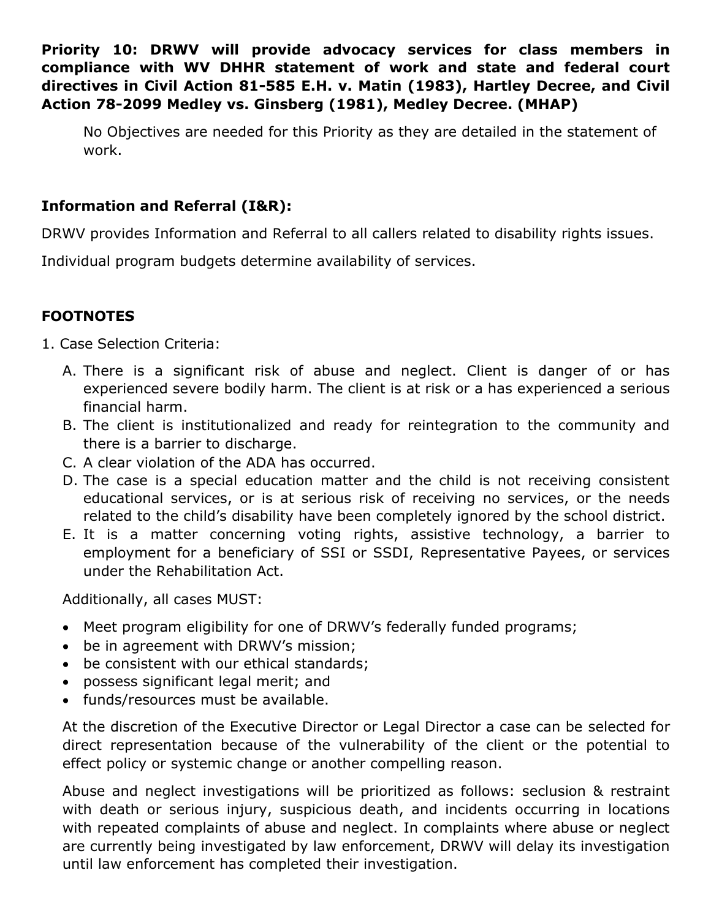**Priority 10: DRWV will provide advocacy services for class members in compliance with WV DHHR statement of work and state and federal court directives in Civil Action 81-585 E.H. v. Matin (1983), Hartley Decree, and Civil Action 78-2099 Medley vs. Ginsberg (1981), Medley Decree. (MHAP)**

No Objectives are needed for this Priority as they are detailed in the statement of work.

**Information and Referral (I&R):**

DRWV provides Information and Referral to all callers related to disability rights issues.

Individual program budgets determine availability of services.

**FOOTNOTES**

1. Case Selection Criteria:

    A. There is a significant risk of abuse and neglect. Client is danger of or has experienced severe bodily harm. The client is at risk or a has experienced a serious financial harm.
    B. The client is institutionalized and ready for reintegration to the community and there is a barrier to discharge.
    C. A clear violation of the ADA has occurred.
    D. The case is a special education matter and the child is not receiving consistent educational services, or is at serious risk of receiving no services, or the needs related to the child's disability have been completely ignored by the school district.
    E. It is a matter concerning voting rights, assistive technology, a barrier to employment for a beneficiary of SSI or SSDI, Representative Payees, or services under the Rehabilitation Act.

    Additionally, all cases MUST:

    - Meet program eligibility for one of DRWV's federally funded programs;
    - be in agreement with DRWV's mission;
    - be consistent with our ethical standards;
    - possess significant legal merit; and
    - funds/resources must be available.

    At the discretion of the Executive Director or Legal Director a case can be selected for direct representation because of the vulnerability of the client or the potential to effect policy or systemic change or another compelling reason.

    Abuse and neglect investigations will be prioritized as follows: seclusion & restraint with death or serious injury, suspicious death, and incidents occurring in locations with repeated complaints of abuse and neglect. In complaints where abuse or neglect are currently being investigated by law enforcement, DRWV will delay its investigation until law enforcement has completed their investigation.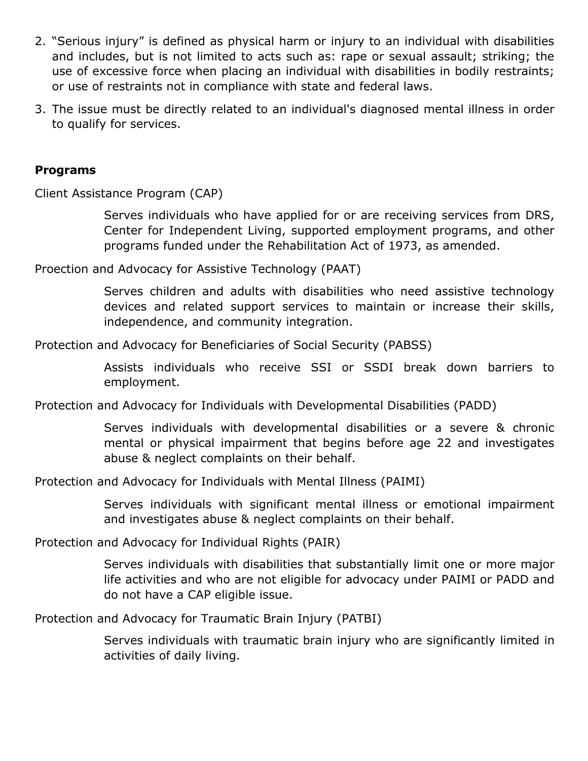2. "Serious injury" is defined as physical harm or injury to an individual with disabilities and includes, but is not limited to acts such as: rape or sexual assault; striking; the use of excessive force when placing an individual with disabilities in bodily restraints; or use of restraints not in compliance with state and federal laws.
3. The issue must be directly related to an individual's diagnosed mental illness in order to qualify for services.

**Programs**

Client Assistance Program (CAP)

> Serves individuals who have applied for or are receiving services from DRS, Center for Independent Living, supported employment programs, and other programs funded under the Rehabilitation Act of 1973, as amended.

Proection and Advocacy for Assistive Technology (PAAT)

> Serves children and adults with disabilities who need assistive technology devices and related support services to maintain or increase their skills, independence, and community integration.

Protection and Advocacy for Beneficiaries of Social Security (PABSS)

> Assists individuals who receive SSI or SSDI break down barriers to employment.

Protection and Advocacy for Individuals with Developmental Disabilities (PADD)

> Serves individuals with developmental disabilities or a severe & chronic mental or physical impairment that begins before age 22 and investigates abuse & neglect complaints on their behalf.

Protection and Advocacy for Individuals with Mental Illness (PAIMI)

> Serves individuals with significant mental illness or emotional impairment and investigates abuse & neglect complaints on their behalf.

Protection and Advocacy for Individual Rights (PAIR)

> Serves individuals with disabilities that substantially limit one or more major life activities and who are not eligible for advocacy under PAIMI or PADD and do not have a CAP eligible issue.

Protection and Advocacy for Traumatic Brain Injury (PATBI)

> Serves individuals with traumatic brain injury who are significantly limited in activities of daily living.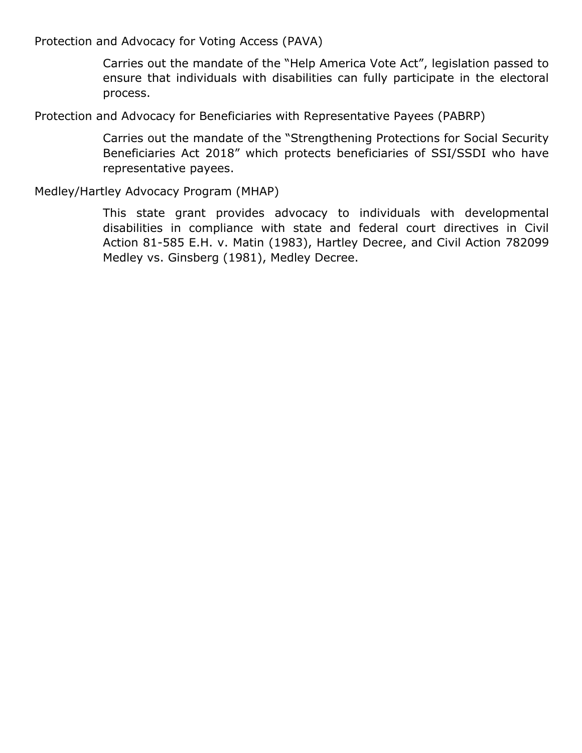Protection and Advocacy for Voting Access (PAVA)

Carries out the mandate of the "Help America Vote Act", legislation passed to ensure that individuals with disabilities can fully participate in the electoral process.

Protection and Advocacy for Beneficiaries with Representative Payees (PABRP)

Carries out the mandate of the "Strengthening Protections for Social Security Beneficiaries Act 2018" which protects beneficiaries of SSI/SSDI who have representative payees.

Medley/Hartley Advocacy Program (MHAP)

This state grant provides advocacy to individuals with developmental disabilities in compliance with state and federal court directives in Civil Action 81-585 E.H. v. Matin (1983), Hartley Decree, and Civil Action 782099 Medley vs. Ginsberg (1981), Medley Decree.